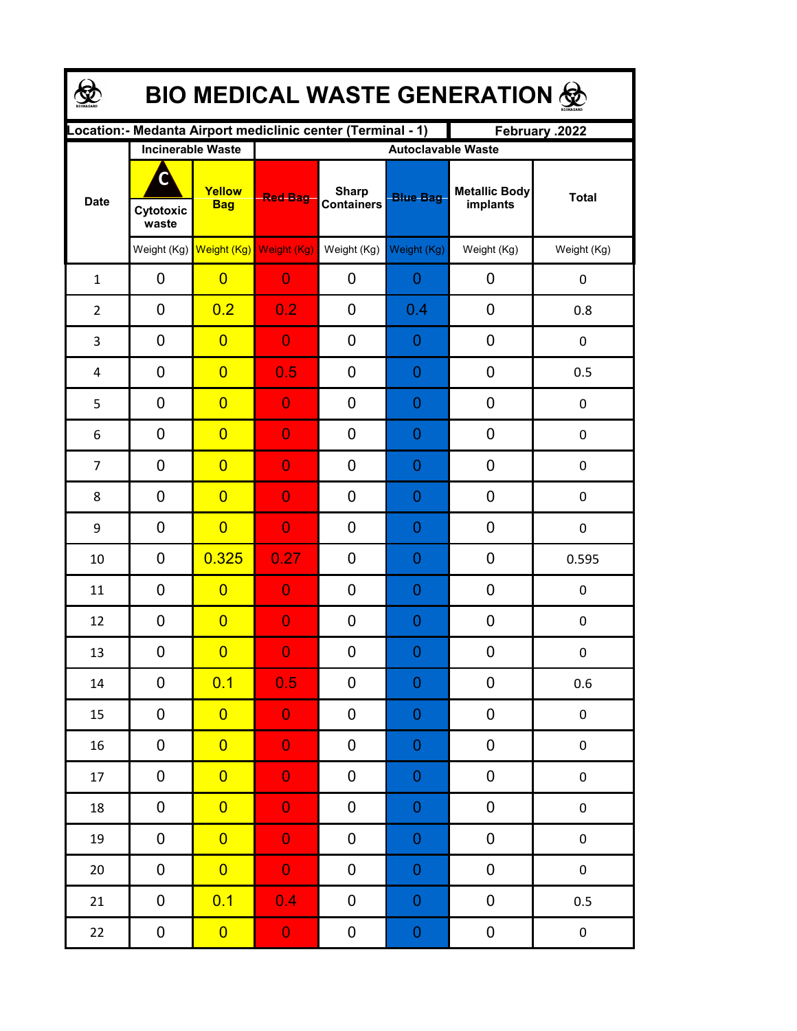# BIO MEDICAL WASTE GENERATION

| Location:- Medanta Airport mediclinic center (Terminal - 1) | | | | | | | February .2022 |
|---|---|---|---|---|---|---|---|
| Date | Incinerable Waste | | Autoclavable Waste | | | | |
| | Cytotoxic waste | Yellow Bag | Red Bag | Sharp Containers | Blue Bag | Metallic Body implants | Total |
| | Weight (Kg) | Weight (Kg) | Weight (Kg) | Weight (Kg) | Weight (Kg) | Weight (Kg) | Weight (Kg) |
| 1 | 0 | 0 | 0 | 0 | 0 | 0 | 0 |
| 2 | 0 | 0.2 | 0.2 | 0 | 0.4 | 0 | 0.8 |
| 3 | 0 | 0 | 0 | 0 | 0 | 0 | 0 |
| 4 | 0 | 0 | 0.5 | 0 | 0 | 0 | 0.5 |
| 5 | 0 | 0 | 0 | 0 | 0 | 0 | 0 |
| 6 | 0 | 0 | 0 | 0 | 0 | 0 | 0 |
| 7 | 0 | 0 | 0 | 0 | 0 | 0 | 0 |
| 8 | 0 | 0 | 0 | 0 | 0 | 0 | 0 |
| 9 | 0 | 0 | 0 | 0 | 0 | 0 | 0 |
| 10 | 0 | 0.325 | 0.27 | 0 | 0 | 0 | 0.595 |
| 11 | 0 | 0 | 0 | 0 | 0 | 0 | 0 |
| 12 | 0 | 0 | 0 | 0 | 0 | 0 | 0 |
| 13 | 0 | 0 | 0 | 0 | 0 | 0 | 0 |
| 14 | 0 | 0.1 | 0.5 | 0 | 0 | 0 | 0.6 |
| 15 | 0 | 0 | 0 | 0 | 0 | 0 | 0 |
| 16 | 0 | 0 | 0 | 0 | 0 | 0 | 0 |
| 17 | 0 | 0 | 0 | 0 | 0 | 0 | 0 |
| 18 | 0 | 0 | 0 | 0 | 0 | 0 | 0 |
| 19 | 0 | 0 | 0 | 0 | 0 | 0 | 0 |
| 20 | 0 | 0 | 0 | 0 | 0 | 0 | 0 |
| 21 | 0 | 0.1 | 0.4 | 0 | 0 | 0 | 0.5 |
| 22 | 0 | 0 | 0 | 0 | 0 | 0 | 0 |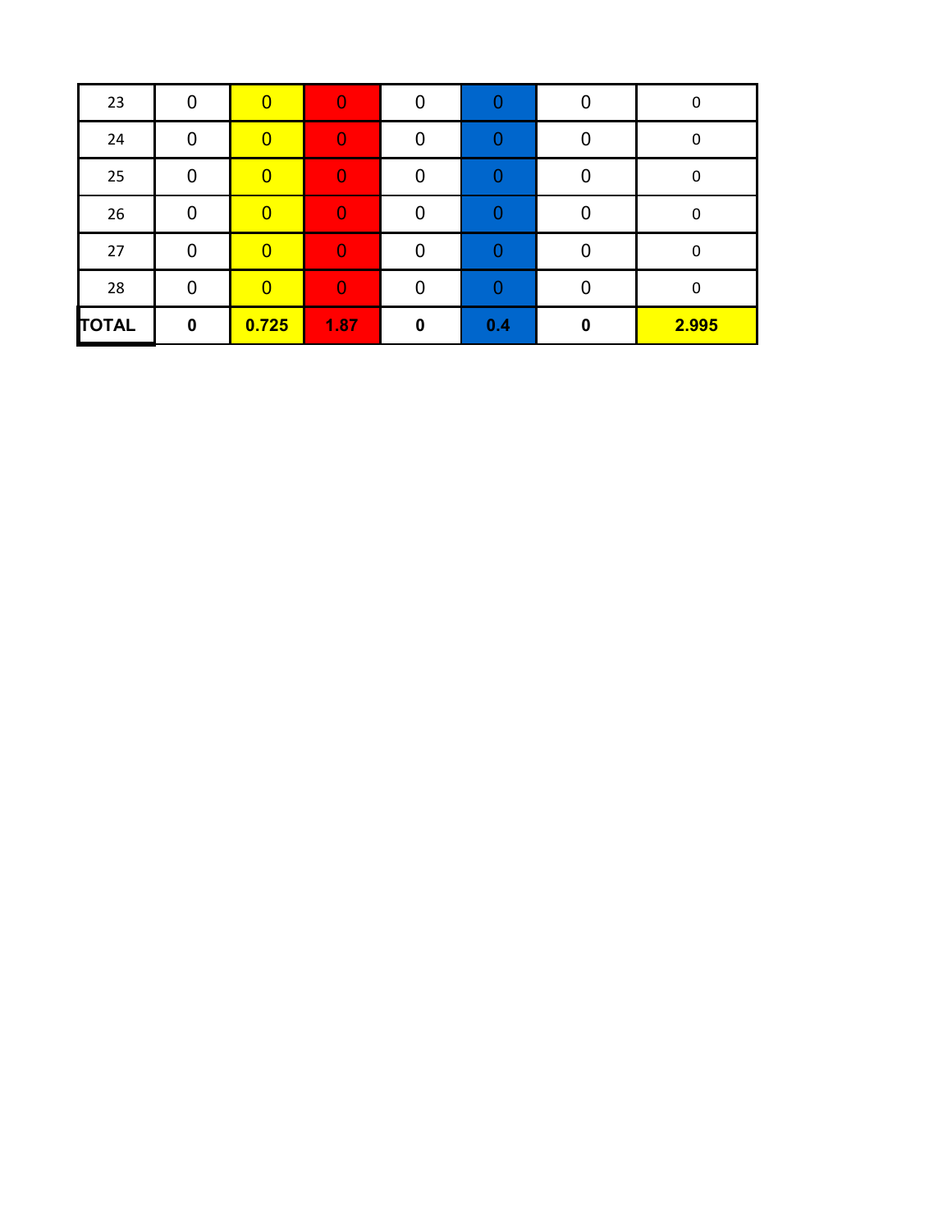| | | | | | | | |
|---|---|---|---|---|---|---|---|
| 23 | 0 | 0 | 0 | 0 | 0 | 0 | 0 |
| 24 | 0 | 0 | 0 | 0 | 0 | 0 | 0 |
| 25 | 0 | 0 | 0 | 0 | 0 | 0 | 0 |
| 26 | 0 | 0 | 0 | 0 | 0 | 0 | 0 |
| 27 | 0 | 0 | 0 | 0 | 0 | 0 | 0 |
| 28 | 0 | 0 | 0 | 0 | 0 | 0 | 0 |
| **TOTAL** | **0** | **0.725** | **1.87** | **0** | **0.4** | **0** | **2.995** |